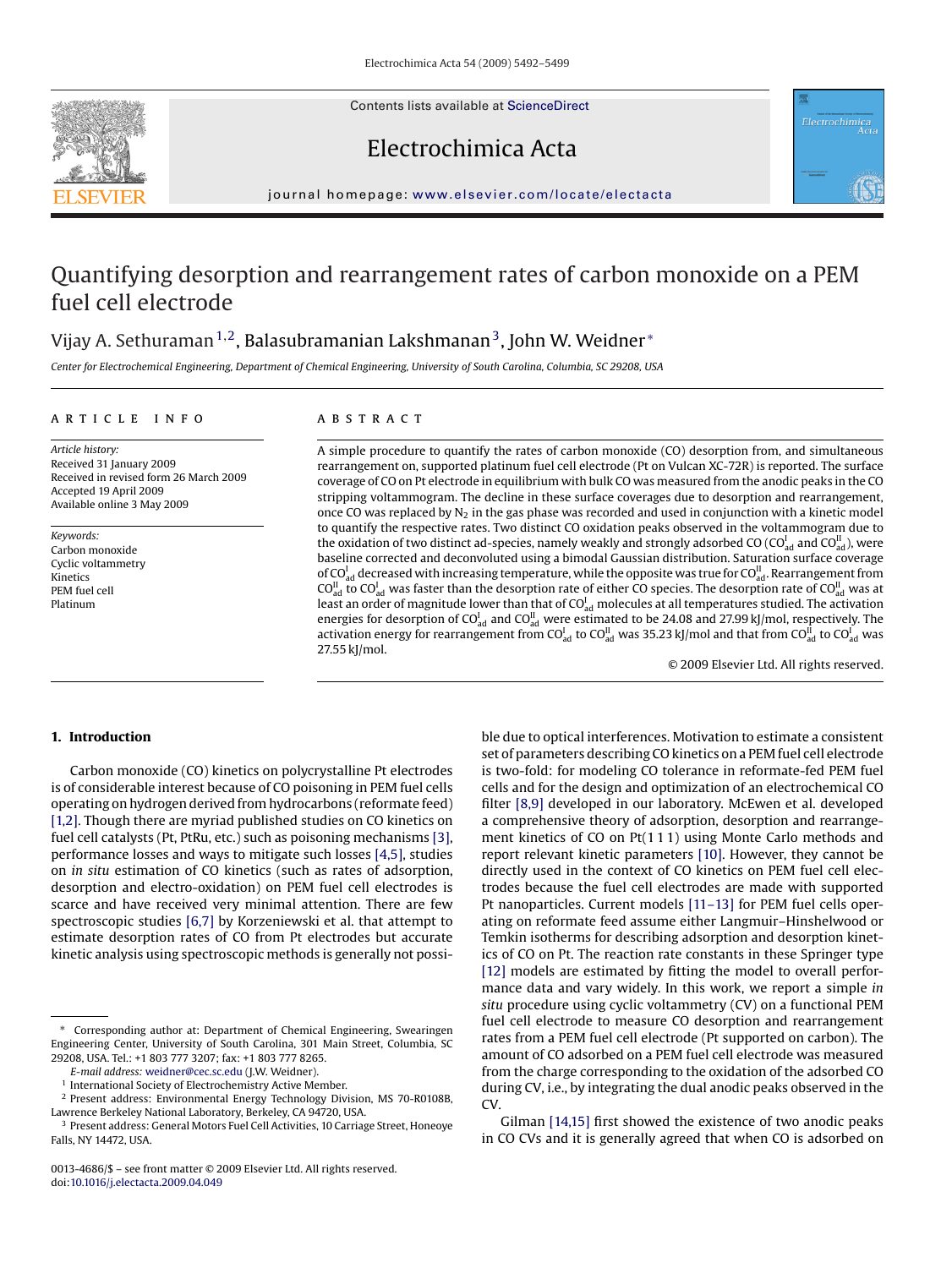Contents lists available at ScienceDirect

# Electrochimica Acta

journal homepage: www.elsevier.com/locate/electacta

# Quantifying desorption and rearrangement rates of carbon monoxide on a PEM fuel cell electrode

Vijay A. Sethuraman [1,2], Balasubramanian Lakshmanan [3], John W. Weidner *

*Center for Electrochemical Engineering, Department of Chemical Engineering, University of South Carolina, Columbia, SC 29208, USA*

## ARTICLE INFO

*Article history:*
Received 31 January 2009
Received in revised form 26 March 2009
Accepted 19 April 2009
Available online 3 May 2009

*Keywords:*
Carbon monoxide
Cyclic voltammetry
Kinetics
PEM fuel cell
Platinum

## ABSTRACT

A simple procedure to quantify the rates of carbon monoxide (CO) desorption from, and simultaneous rearrangement on, supported platinum fuel cell electrode (Pt on Vulcan XC-72R) is reported. The surface coverage of CO on Pt electrode in equilibrium with bulk CO was measured from the anodic peaks in the CO stripping voltammogram. The decline in these surface coverages due to desorption and rearrangement, once CO was replaced by $N_2$ in the gas phase was recorded and used in conjunction with a kinetic model to quantify the respective rates. Two distinct CO oxidation peaks observed in the voltammogram due to the oxidation of two distinct ad-species, namely weakly and strongly adsorbed CO ($CO^{I}_{ad}$ and $CO^{II}_{ad}$), were baseline corrected and deconvoluted using a bimodal Gaussian distribution. Saturation surface coverage of $CO^{I}_{ad}$ decreased with increasing temperature, while the opposite was true for $CO^{II}_{ad}$. Rearrangement from $CO^{II}_{ad}$ to $CO^{I}_{ad}$ was faster than the desorption rate of either CO species. The desorption rate of $CO^{II}_{ad}$ was at least an order of magnitude lower than that of $CO^{I}_{ad}$ molecules at all temperatures studied. The activation energies for desorption of $CO^{I}_{ad}$ and $CO^{II}_{ad}$ were estimated to be 24.08 and 27.99 kJ/mol, respectively. The activation energy for rearrangement from $CO^{I}_{ad}$ to $CO^{II}_{ad}$ was 35.23 kJ/mol and that from $CO^{II}_{ad}$ to $CO^{I}_{ad}$ was 27.55 kJ/mol.

© 2009 Elsevier Ltd. All rights reserved.

## 1. Introduction

Carbon monoxide (CO) kinetics on polycrystalline Pt electrodes is of considerable interest because of CO poisoning in PEM fuel cells operating on hydrogen derived from hydrocarbons (reformate feed) [1,2]. Though there are myriad published studies on CO kinetics on fuel cell catalysts (Pt, PtRu, etc.) such as poisoning mechanisms [3], performance losses and ways to mitigate such losses [4,5], studies on *in situ* estimation of CO kinetics (such as rates of adsorption, desorption and electro-oxidation) on PEM fuel cell electrodes is scarce and have received very minimal attention. There are few spectroscopic studies [6,7] by Korzeniewski et al. that attempt to estimate desorption rates of CO from Pt electrodes but accurate kinetic analysis using spectroscopic methods is generally not possible due to optical interferences. Motivation to estimate a consistent set of parameters describing CO kinetics on a PEM fuel cell electrode is two-fold: for modeling CO tolerance in reformate-fed PEM fuel cells and for the design and optimization of an electrochemical CO filter [8,9] developed in our laboratory. McEwen et al. developed a comprehensive theory of adsorption, desorption and rearrangement kinetics of CO on Pt(1 1 1) using Monte Carlo methods and report relevant kinetic parameters [10]. However, they cannot be directly used in the context of CO kinetics on PEM fuel cell electrodes because the fuel cell electrodes are made with supported Pt nanoparticles. Current models [11–13] for PEM fuel cells operating on reformate feed assume either Langmuir–Hinshelwood or Temkin isotherms for describing adsorption and desorption kinetics of CO on Pt. The reaction rate constants in these Springer type [12] models are estimated by fitting the model to overall performance data and vary widely. In this work, we report a simple *in situ* procedure using cyclic voltammetry (CV) on a functional PEM fuel cell electrode to measure CO desorption and rearrangement rates from a PEM fuel cell electrode (Pt supported on carbon). The amount of CO adsorbed on a PEM fuel cell electrode was measured from the charge corresponding to the oxidation of the adsorbed CO during CV, i.e., by integrating the dual anodic peaks observed in the CV.

Gilman [14,15] first showed the existence of two anodic peaks in CO CVs and it is generally agreed that when CO is adsorbed on

---

* Corresponding author at: Department of Chemical Engineering, Swearingen Engineering Center, University of South Carolina, 301 Main Street, Columbia, SC 29208, USA. Tel.: +1 803 777 3207; fax: +1 803 777 8265.
*E-mail address:* weidner@cec.sc.edu (J.W. Weidner).
[1] International Society of Electrochemistry Active Member.
[2] Present address: Environmental Energy Technology Division, MS 70-R0108B, Lawrence Berkeley National Laboratory, Berkeley, CA 94720, USA.
[3] Present address: General Motors Fuel Cell Activities, 10 Carriage Street, Honeoye Falls, NY 14472, USA.

0013-4686/$ – see front matter © 2009 Elsevier Ltd. All rights reserved.
doi:10.1016/j.electacta.2009.04.049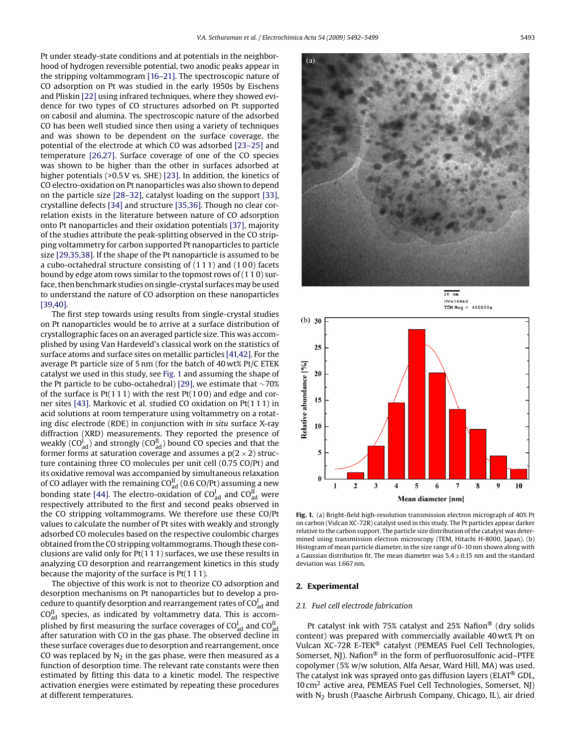Pt under steady-state conditions and at potentials in the neighborhood of hydrogen reversible potential, two anodic peaks appear in the stripping voltammogram [16–21]. The spectroscopic nature of CO adsorption on Pt was studied in the early 1950s by Eischens and Pliskin [22] using infrared techniques, where they showed evidence for two types of CO structures adsorbed on Pt supported on cabosil and alumina. The spectroscopic nature of the adsorbed CO has been well studied since then using a variety of techniques and was shown to be dependent on the surface coverage, the potential of the electrode at which CO was adsorbed [23–25] and temperature [26,27]. Surface coverage of one of the CO species was shown to be higher than the other in surfaces adsorbed at higher potentials (>0.5 V vs. SHE) [23]. In addition, the kinetics of CO electro-oxidation on Pt nanoparticles was also shown to depend on the particle size [28–32], catalyst loading on the support [33], crystalline defects [34] and structure [35,36]. Though no clear correlation exists in the literature between nature of CO adsorption onto Pt nanoparticles and their oxidation potentials [37], majority of the studies attribute the peak-splitting observed in the CO stripping voltammetry for carbon supported Pt nanoparticles to particle size [29,35,38]. If the shape of the Pt nanoparticle is assumed to be a cubo-octahedral structure consisting of (1 1 1) and (1 0 0) facets bound by edge atom rows similar to the topmost rows of (1 1 0) surface, then benchmark studies on single-crystal surfaces may be used to understand the nature of CO adsorption on these nanoparticles [39,40].

The first step towards using results from single-crystal studies on Pt nanoparticles would be to arrive at a surface distribution of crystallographic faces on an averaged particle size. This was accomplished by using Van Hardeveld's classical work on the statistics of surface atoms and surface sites on metallic particles [41,42]. For the average Pt particle size of 5 nm (for the batch of 40 wt% Pt/C ETEK catalyst we used in this study, see Fig. 1 and assuming the shape of the Pt particle to be cubo-octahedral) [29], we estimate that ~70% of the surface is Pt(1 1 1) with the rest Pt(1 0 0) and edge and corner sites [43]. Markovic et al. studied CO oxidation on Pt(1 1 1) in acid solutions at room temperature using voltammetry on a rotating disc electrode (RDE) in conjunction with *in situ* surface X-ray diffraction (XRD) measurements. They reported the presence of weakly ($CO^{I}_{ad}$) and strongly ($CO^{II}_{ad}$) bound CO species and that the former forms at saturation coverage and assumes a p(2 × 2) structure containing three CO molecules per unit cell (0.75 CO/Pt) and its oxidative removal was accompanied by simultaneous relaxation of CO adlayer with the remaining $CO^{II}_{ad}$ (0.6 CO/Pt) assuming a new bonding state [44]. The electro-oxidation of $CO^{I}_{ad}$ and $CO^{II}_{ad}$ were respectively attributed to the first and second peaks observed in the CO stripping voltammograms. We therefore use these CO/Pt values to calculate the number of Pt sites with weakly and strongly adsorbed CO molecules based on the respective coulombic charges obtained from the CO stripping voltammograms. Though these conclusions are valid only for Pt(1 1 1) surfaces, we use these results in analyzing CO desorption and rearrangement kinetics in this study because the majority of the surface is Pt(1 1 1).

The objective of this work is not to theorize CO adsorption and desorption mechanisms on Pt nanoparticles but to develop a procedure to quantify desorption and rearrangement rates of $CO^{I}_{ad}$ and $CO^{II}_{ad}$ species, as indicated by voltammetry data. This is accomplished by first measuring the surface coverages of $CO^{I}_{ad}$ and $CO^{II}_{ad}$ after saturation with CO in the gas phase. The observed decline in these surface coverages due to desorption and rearrangement, once CO was replaced by $N_2$ in the gas phase, were then measured as a function of desorption time. The relevant rate constants were then estimated by fitting this data to a kinetic model. The respective activation energies were estimated by repeating these procedures at different temperatures.

**Fig. 1.** (a) Bright-field high-resolution transmission electron micrograph of 40% Pt on carbon (Vulcan XC-72R) catalyst used in this study. The Pt particles appear darker relative to the carbon support. The particle size distribution of the catalyst was determined using transmission electron microscopy (TEM, Hitachi H-8000, Japan). (b) Histogram of mean particle diameter, in the size range of 0–10 nm shown along with a Gaussian distribution fit. The mean diameter was 5.4 ± 0.15 nm and the standard deviation was 1.667 nm.

## 2. Experimental

### 2.1. Fuel cell electrode fabrication

Pt catalyst ink with 75% catalyst and 25% Nafion® (dry solids content) was prepared with commercially available 40 wt% Pt on Vulcan XC-72R E-TEK® catalyst (PEMEAS Fuel Cell Technologies, Somerset, NJ). Nafion® in the form of perfluorosulfonic acid–PTFE copolymer (5% w/w solution, Alfa Aesar, Ward Hill, MA) was used. The catalyst ink was sprayed onto gas diffusion layers (ELAT® GDL, 10 cm² active area, PEMEAS Fuel Cell Technologies, Somerset, NJ) with $N_2$ brush (Paasche Airbrush Company, Chicago, IL), air dried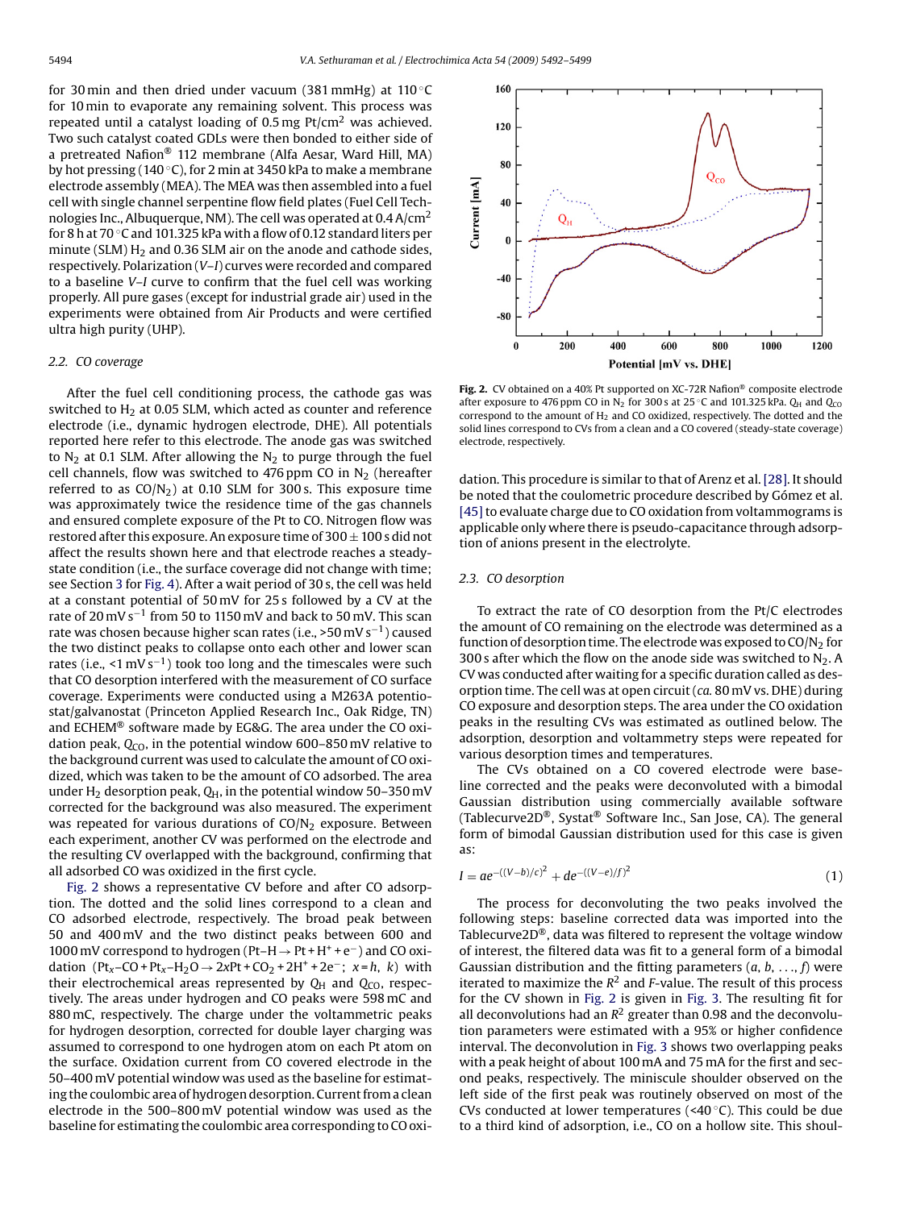for 30 min and then dried under vacuum (381 mmHg) at 110 °C for 10 min to evaporate any remaining solvent. This process was repeated until a catalyst loading of 0.5 mg Pt/cm$^2$ was achieved. Two such catalyst coated GDLs were then bonded to either side of a pretreated Nafion® 112 membrane (Alfa Aesar, Ward Hill, MA) by hot pressing (140 °C), for 2 min at 3450 kPa to make a membrane electrode assembly (MEA). The MEA was then assembled into a fuel cell with single channel serpentine flow field plates (Fuel Cell Technologies Inc., Albuquerque, NM). The cell was operated at 0.4 A/cm$^2$ for 8 h at 70 °C and 101.325 kPa with a flow of 0.12 standard liters per minute (SLM) $H_2$ and 0.36 SLM air on the anode and cathode sides, respectively. Polarization (*V–I*) curves were recorded and compared to a baseline *V–I* curve to confirm that the fuel cell was working properly. All pure gases (except for industrial grade air) used in the experiments were obtained from Air Products and were certified ultra high purity (UHP).

### 2.2. CO coverage

After the fuel cell conditioning process, the cathode gas was switched to $H_2$ at 0.05 SLM, which acted as counter and reference electrode (i.e., dynamic hydrogen electrode, DHE). All potentials reported here refer to this electrode. The anode gas was switched to $N_2$ at 0.1 SLM. After allowing the $N_2$ to purge through the fuel cell channels, flow was switched to 476 ppm CO in $N_2$ (hereafter referred to as CO/$N_2$) at 0.10 SLM for 300 s. This exposure time was approximately twice the residence time of the gas channels and ensured complete exposure of the Pt to CO. Nitrogen flow was restored after this exposure. An exposure time of 300 ± 100 s did not affect the results shown here and that electrode reaches a steady-state condition (i.e., the surface coverage did not change with time; see Section 3 for Fig. 4). After a wait period of 30 s, the cell was held at a constant potential of 50 mV for 25 s followed by a CV at the rate of 20 mV s$^{-1}$ from 50 to 1150 mV and back to 50 mV. This scan rate was chosen because higher scan rates (i.e., >50 mV s$^{-1}$) caused the two distinct peaks to collapse onto each other and lower scan rates (i.e., <1 mV s$^{-1}$) took too long and the timescales were such that CO desorption interfered with the measurement of CO surface coverage. Experiments were conducted using a M263A potentiostat/galvanostat (Princeton Applied Research Inc., Oak Ridge, TN) and ECHEM® software made by EG&G. The area under the CO oxidation peak, $Q_{CO}$, in the potential window 600–850 mV relative to the background current was used to calculate the amount of CO oxidized, which was taken to be the amount of CO adsorbed. The area under $H_2$ desorption peak, $Q_H$, in the potential window 50–350 mV corrected for the background was also measured. The experiment was repeated for various durations of CO/$N_2$ exposure. Between each experiment, another CV was performed on the electrode and the resulting CV overlapped with the background, confirming that all adsorbed CO was oxidized in the first cycle.

Fig. 2 shows a representative CV before and after CO adsorption. The dotted and the solid lines correspond to a clean and CO adsorbed electrode, respectively. The broad peak between 50 and 400 mV and the two distinct peaks between 600 and 1000 mV correspond to hydrogen (Pt–H → Pt + H$^+$ + e$^-$) and CO oxidation ($Pt_x$–CO + $Pt_x$–$H_2O$ → 2xPt + $CO_2$ + 2H$^+$ + 2e$^-$; *x* = *h*, *k*) with their electrochemical areas represented by $Q_H$ and $Q_{CO}$, respectively. The areas under hydrogen and CO peaks were 598 mC and 880 mC, respectively. The charge under the voltammetric peaks for hydrogen desorption, corrected for double layer charging was assumed to correspond to one hydrogen atom on each Pt atom on the surface. Oxidation current from CO covered electrode in the 50–400 mV potential window was used as the baseline for estimating the coulombic area of hydrogen desorption. Current from a clean electrode in the 500–800 mV potential window was used as the baseline for estimating the coulombic area corresponding to CO oxidation. This procedure is similar to that of Arenz et al. [28]. It should be noted that the coulometric procedure described by Gómez et al. [45] to evaluate charge due to CO oxidation from voltammograms is applicable only where there is pseudo-capacitance through adsorption of anions present in the electrolyte.

**Fig. 2.** CV obtained on a 40% Pt supported on XC-72R Nafion® composite electrode after exposure to 476 ppm CO in $N_2$ for 300 s at 25 °C and 101.325 kPa. $Q_H$ and $Q_{CO}$ correspond to the amount of $H_2$ and CO oxidized, respectively. The dotted and the solid lines correspond to CVs from a clean and a CO covered (steady-state coverage) electrode, respectively.

### 2.3. CO desorption

To extract the rate of CO desorption from the Pt/C electrodes the amount of CO remaining on the electrode was determined as a function of desorption time. The electrode was exposed to CO/$N_2$ for 300 s after which the flow on the anode side was switched to $N_2$. A CV was conducted after waiting for a specific duration called as desorption time. The cell was at open circuit (*ca.* 80 mV vs. DHE) during CO exposure and desorption steps. The area under the CO oxidation peaks in the resulting CVs was estimated as outlined below. The adsorption, desorption and voltammetry steps were repeated for various desorption times and temperatures.

The CVs obtained on a CO covered electrode were baseline corrected and the peaks were deconvoluted with a bimodal Gaussian distribution using commercially available software (Tablecurve2D®, Systat® Software Inc., San Jose, CA). The general form of bimodal Gaussian distribution used for this case is given as:

$$I = ae^{-((V-b)/c)^2} + de^{-((V-e)/f)^2} \tag{1}$$

The process for deconvoluting the two peaks involved the following steps: baseline corrected data was imported into the Tablecurve2D®, data was filtered to represent the voltage window of interest, the filtered data was fit to a general form of a bimodal Gaussian distribution and the fitting parameters (*a*, *b*, ..., *f*) were iterated to maximize the $R^2$ and *F*-value. The result of this process for the CV shown in Fig. 2 is given in Fig. 3. The resulting fit for all deconvolutions had an $R^2$ greater than 0.98 and the deconvolution parameters were estimated with a 95% or higher confidence interval. The deconvolution in Fig. 3 shows two overlapping peaks with a peak height of about 100 mA and 75 mA for the first and second peaks, respectively. The miniscule shoulder observed on the left side of the first peak was routinely observed on most of the CVs conducted at lower temperatures (<40 °C). This could be due to a third kind of adsorption, i.e., CO on a hollow site. This shoul-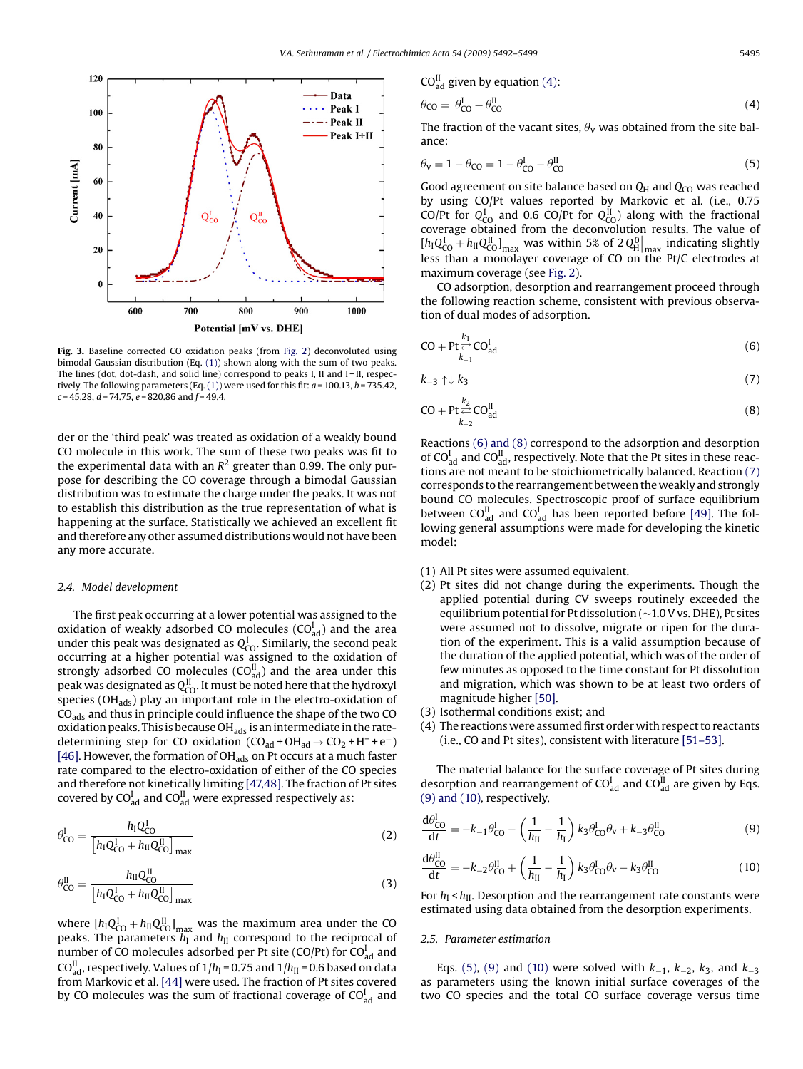Fig. 3. Baseline corrected CO oxidation peaks (from Fig. 2) deconvoluted using bimodal Gaussian distribution (Eq. (1)) shown along with the sum of two peaks. The lines (dot, dot-dash, and solid line) correspond to peaks I, II and I + II, respectively. The following parameters (Eq. (1)) were used for this fit: $a$ = 100.13, $b$ = 735.42, $c$ = 45.28, $d$ = 74.75, $e$ = 820.86 and $f$ = 49.4.

der or the 'third peak' was treated as oxidation of a weakly bound CO molecule in this work. The sum of these two peaks was fit to the experimental data with an $R^2$ greater than 0.99. The only purpose for describing the CO coverage through a bimodal Gaussian distribution was to estimate the charge under the peaks. It was not to establish this distribution as the true representation of what is happening at the surface. Statistically we achieved an excellent fit and therefore any other assumed distributions would not have been any more accurate.

### *2.4. Model development*

The first peak occurring at a lower potential was assigned to the oxidation of weakly adsorbed CO molecules ($CO_{ad}^{I}$) and the area under this peak was designated as $Q_{CO}^{I}$. Similarly, the second peak occurring at a higher potential was assigned to the oxidation of strongly adsorbed CO molecules ($CO_{ad}^{II}$) and the area under this peak was designated as $Q_{CO}^{II}$. It must be noted here that the hydroxyl species ($OH_{ads}$) play an important role in the electro-oxidation of $CO_{ads}$ and thus in principle could influence the shape of the two CO oxidation peaks. This is because $OH_{ads}$ is an intermediate in the rate-determining step for CO oxidation ($CO_{ad} + OH_{ad} \rightarrow CO_2 + H^+ + e^-$) [46]. However, the formation of $OH_{ads}$ on Pt occurs at a much faster rate compared to the electro-oxidation of either of the CO species and therefore not kinetically limiting [47,48]. The fraction of Pt sites covered by $CO_{ad}^{I}$ and $CO_{ad}^{II}$ were expressed respectively as:

$$\theta_{CO}^{I} = \frac{h_I Q_{CO}^{I}}{\left[h_I Q_{CO}^{I} + h_{II} Q_{CO}^{II}\right]_{max}} \tag{2}$$

$$\theta_{CO}^{II} = \frac{h_{II} Q_{CO}^{II}}{\left[h_I Q_{CO}^{I} + h_{II} Q_{CO}^{II}\right]_{max}} \tag{3}$$

where $[h_I Q_{CO}^{I} + h_{II} Q_{CO}^{II}]_{max}$ was the maximum area under the CO peaks. The parameters $h_I$ and $h_{II}$ correspond to the reciprocal of number of CO molecules adsorbed per Pt site (CO/Pt) for $CO_{ad}^{I}$ and $CO_{ad}^{II}$, respectively. Values of $1/h_I = 0.75$ and $1/h_{II} = 0.6$ based on data from Markovic et al. [44] were used. The fraction of Pt sites covered by CO molecules was the sum of fractional coverage of $CO_{ad}^{I}$ and $CO_{ad}^{II}$ given by equation (4):

$$\theta_{CO} = \theta_{CO}^{I} + \theta_{CO}^{II} \tag{4}$$

The fraction of the vacant sites, $\theta_v$ was obtained from the site balance:

$$\theta_v = 1 - \theta_{CO} = 1 - \theta_{CO}^{I} - \theta_{CO}^{II} \tag{5}$$

Good agreement on site balance based on $Q_H$ and $Q_{CO}$ was reached by using CO/Pt values reported by Markovic et al. (i.e., 0.75 CO/Pt for $Q_{CO}^{I}$ and 0.6 CO/Pt for $Q_{CO}^{II}$) along with the fractional coverage obtained from the deconvolution results. The value of $[h_I Q_{CO}^{I} + h_{II} Q_{CO}^{II}]_{max}$ was within 5% of $2Q_H^0\big|_{max}$ indicating slightly less than a monolayer coverage of CO on the Pt/C electrodes at maximum coverage (see Fig. 2).

CO adsorption, desorption and rearrangement proceed through the following reaction scheme, consistent with previous observation of dual modes of adsorption.

$$CO + Pt \underset{k_{-1}}{\overset{k_1}{\rightleftharpoons}} CO_{ad}^{I} \tag{6}$$

$$k_{-3} \uparrow\downarrow k_3 \tag{7}$$

$$CO + Pt \underset{k_{-2}}{\overset{k_2}{\rightleftharpoons}} CO_{ad}^{II} \tag{8}$$

Reactions (6) and (8) correspond to the adsorption and desorption of $CO_{ad}^{I}$ and $CO_{ad}^{II}$, respectively. Note that the Pt sites in these reactions are not meant to be stoichiometrically balanced. Reaction (7) corresponds to the rearrangement between the weakly and strongly bound CO molecules. Spectroscopic proof of surface equilibrium between $CO_{ad}^{II}$ and $CO_{ad}^{I}$ has been reported before [49]. The following general assumptions were made for developing the kinetic model:

1. All Pt sites were assumed equivalent.
2. Pt sites did not change during the experiments. Though the applied potential during CV sweeps routinely exceeded the equilibrium potential for Pt dissolution (~1.0 V vs. DHE), Pt sites were assumed not to dissolve, migrate or ripen for the duration of the experiment. This is a valid assumption because of the duration of the applied potential, which was of the order of few minutes as opposed to the time constant for Pt dissolution and migration, which was shown to be at least two orders of magnitude higher [50].
3. Isothermal conditions exist; and
4. The reactions were assumed first order with respect to reactants (i.e., CO and Pt sites), consistent with literature [51–53].

The material balance for the surface coverage of Pt sites during desorption and rearrangement of $CO_{ad}^{I}$ and $CO_{ad}^{II}$ are given by Eqs. (9) and (10), respectively,

$$\frac{d\theta_{CO}^{I}}{dt} = -k_{-1}\theta_{CO}^{I} - \left(\frac{1}{h_{II}} - \frac{1}{h_I}\right) k_3 \theta_{CO}^{I} \theta_v + k_{-3}\theta_{CO}^{II} \tag{9}$$

$$\frac{d\theta_{CO}^{II}}{dt} = -k_{-2}\theta_{CO}^{II} + \left(\frac{1}{h_{II}} - \frac{1}{h_I}\right) k_3 \theta_{CO}^{I} \theta_v - k_3\theta_{CO}^{II} \tag{10}$$

For $h_I < h_{II}$. Desorption and the rearrangement rate constants were estimated using data obtained from the desorption experiments.

### *2.5. Parameter estimation*

Eqs. (5), (9) and (10) were solved with $k_{-1}$, $k_{-2}$, $k_3$, and $k_{-3}$ as parameters using the known initial surface coverages of the two CO species and the total CO surface coverage versus time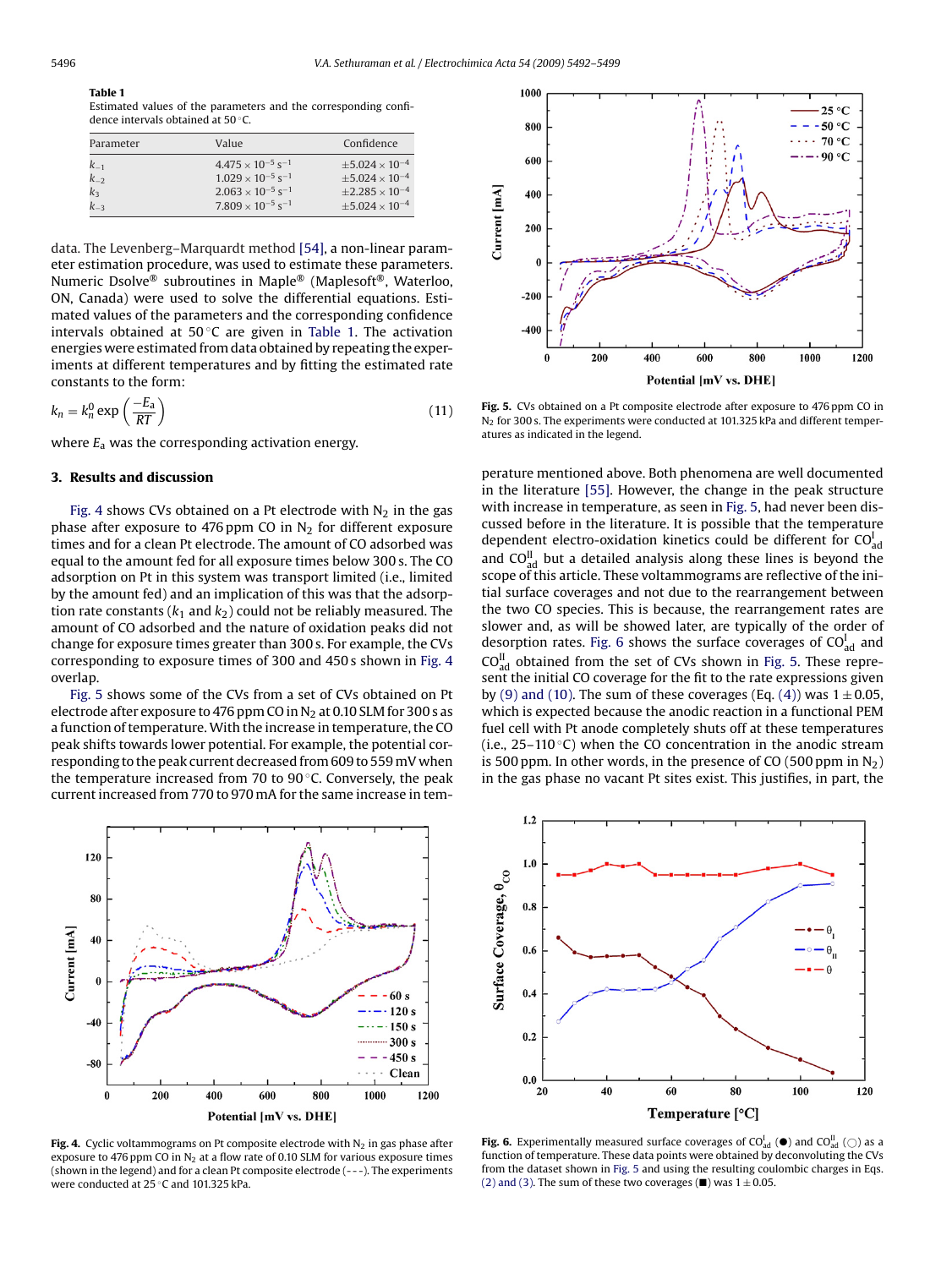**Table 1**
Estimated values of the parameters and the corresponding confidence intervals obtained at 50 °C.

| Parameter | Value | Confidence |
|---|---|---|
| $k_{-1}$ | $4.475 \times 10^{-5}$ s$^{-1}$ | $\pm 5.024 \times 10^{-4}$ |
| $k_{-2}$ | $1.029 \times 10^{-5}$ s$^{-1}$ | $\pm 5.024 \times 10^{-4}$ |
| $k_3$ | $2.063 \times 10^{-5}$ s$^{-1}$ | $\pm 2.285 \times 10^{-4}$ |
| $k_{-3}$ | $7.809 \times 10^{-5}$ s$^{-1}$ | $\pm 5.024 \times 10^{-4}$ |

data. The Levenberg–Marquardt method [54], a non-linear parameter estimation procedure, was used to estimate these parameters. Numeric Dsolve® subroutines in Maple® (Maplesoft®, Waterloo, ON, Canada) were used to solve the differential equations. Estimated values of the parameters and the corresponding confidence intervals obtained at 50 °C are given in Table 1. The activation energies were estimated from data obtained by repeating the experiments at different temperatures and by fitting the estimated rate constants to the form:

$$k_n = k_n^0 \exp\left(\frac{-E_a}{RT}\right) \tag{11}$$

where $E_a$ was the corresponding activation energy.

## 3. Results and discussion

Fig. 4 shows CVs obtained on a Pt electrode with $N_2$ in the gas phase after exposure to 476 ppm CO in $N_2$ for different exposure times and for a clean Pt electrode. The amount of CO adsorbed was equal to the amount fed for all exposure times below 300 s. The CO adsorption on Pt in this system was transport limited (i.e., limited by the amount fed) and an implication of this was that the adsorption rate constants ($k_1$ and $k_2$) could not be reliably measured. The amount of CO adsorbed and the nature of oxidation peaks did not change for exposure times greater than 300 s. For example, the CVs corresponding to exposure times of 300 and 450 s shown in Fig. 4 overlap.

Fig. 5 shows some of the CVs from a set of CVs obtained on Pt electrode after exposure to 476 ppm CO in $N_2$ at 0.10 SLM for 300 s as a function of temperature. With the increase in temperature, the CO peak shifts towards lower potential. For example, the potential corresponding to the peak current decreased from 609 to 559 mV when the temperature increased from 70 to 90 °C. Conversely, the peak current increased from 770 to 970 mA for the same increase in temperature mentioned above. Both phenomena are well documented in the literature [55]. However, the change in the peak structure with increase in temperature, as seen in Fig. 5, had never been discussed before in the literature. It is possible that the temperature dependent electro-oxidation kinetics could be different for $CO^{I}_{ad}$ and $CO^{II}_{ad}$ but a detailed analysis along these lines is beyond the scope of this article. These voltammograms are reflective of the initial surface coverages and not due to the rearrangement between the two CO species. This is because, the rearrangement rates are slower and, as will be showed later, are typically of the order of desorption rates. Fig. 6 shows the surface coverages of $CO^{I}_{ad}$ and $CO^{II}_{ad}$ obtained from the set of CVs shown in Fig. 5. These represent the initial CO coverage for the fit to the rate expressions given by (9) and (10). The sum of these coverages (Eq. (4)) was $1 \pm 0.05$, which is expected because the anodic reaction in a functional PEM fuel cell with Pt anode completely shuts off at these temperatures (i.e., 25–110 °C) when the CO concentration in the anodic stream is 500 ppm. In other words, in the presence of CO (500 ppm in $N_2$) in the gas phase no vacant Pt sites exist. This justifies, in part, the

**Fig. 5.** CVs obtained on a Pt composite electrode after exposure to 476 ppm CO in $N_2$ for 300 s. The experiments were conducted at 101.325 kPa and different temperatures as indicated in the legend.

**Fig. 4.** Cyclic voltammograms on Pt composite electrode with $N_2$ in gas phase after exposure to 476 ppm CO in $N_2$ at a flow rate of 0.10 SLM for various exposure times (shown in the legend) and for a clean Pt composite electrode (- - -). The experiments were conducted at 25 °C and 101.325 kPa.

**Fig. 6.** Experimentally measured surface coverages of $CO^{I}_{ad}$ (●) and $CO^{II}_{ad}$ (○) as a function of temperature. These data points were obtained by deconvoluting the CVs from the dataset shown in Fig. 5 and using the resulting coulombic charges in Eqs. (2) and (3). The sum of these two coverages (■) was $1 \pm 0.05$.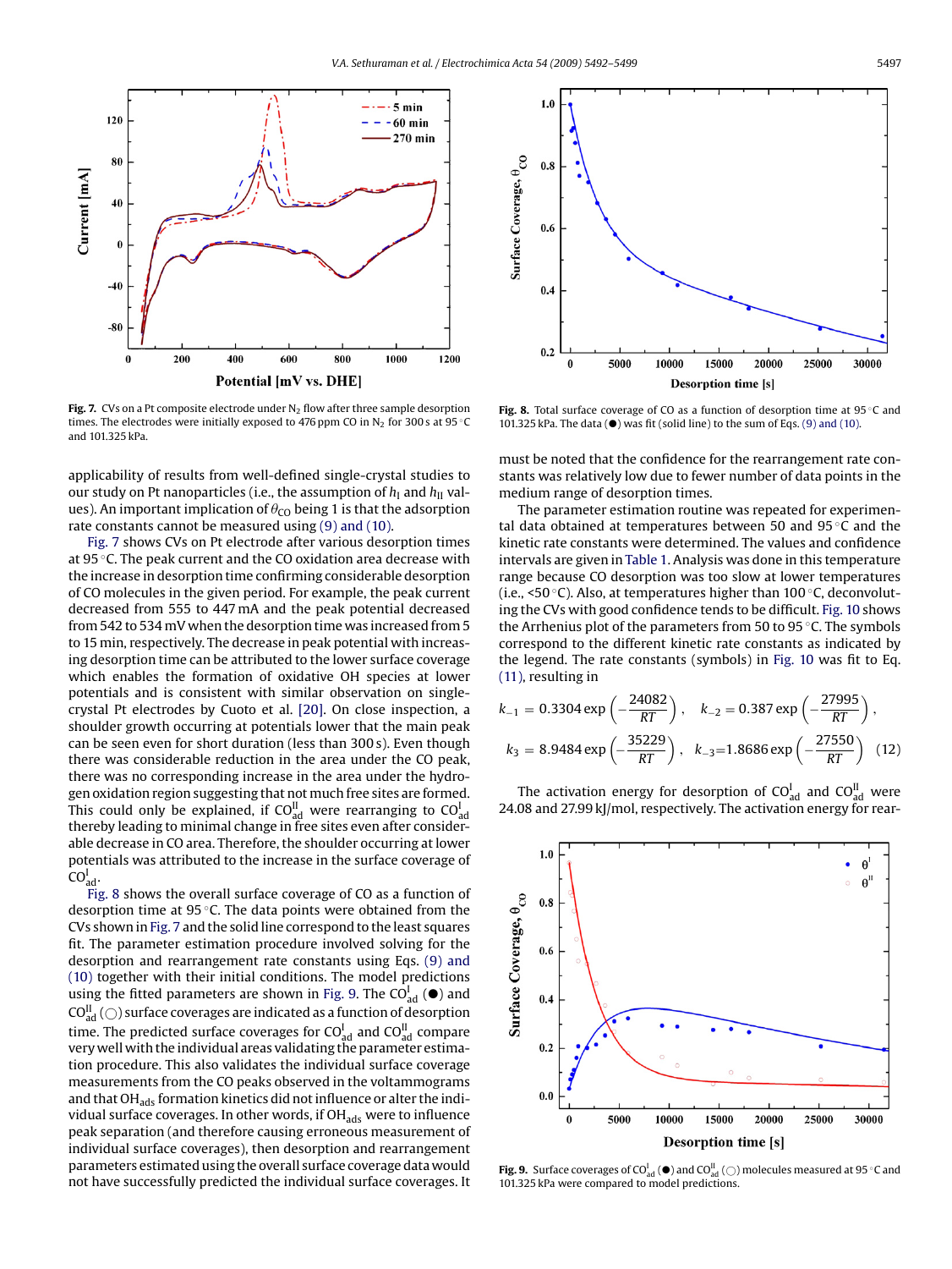Fig. 7. CVs on a Pt composite electrode under $N_2$ flow after three sample desorption times. The electrodes were initially exposed to 476 ppm CO in $N_2$ for 300 s at 95 °C and 101.325 kPa.

Fig. 8. Total surface coverage of CO as a function of desorption time at 95 °C and 101.325 kPa. The data (●) was fit (solid line) to the sum of Eqs. (9) and (10).

applicability of results from well-defined single-crystal studies to our study on Pt nanoparticles (i.e., the assumption of $h_I$ and $h_{II}$ values). An important implication of $\theta_{CO}$ being 1 is that the adsorption rate constants cannot be measured using (9) and (10).

Fig. 7 shows CVs on Pt electrode after various desorption times at 95 °C. The peak current and the CO oxidation area decrease with the increase in desorption time confirming considerable desorption of CO molecules in the given period. For example, the peak current decreased from 555 to 447 mA and the peak potential decreased from 542 to 534 mV when the desorption time was increased from 5 to 15 min, respectively. The decrease in peak potential with increasing desorption time can be attributed to the lower surface coverage which enables the formation of oxidative OH species at lower potentials and is consistent with similar observation on single-crystal Pt electrodes by Cuoto et al. [20]. On close inspection, a shoulder growth occurring at potentials lower that the main peak can be seen even for short duration (less than 300 s). Even though there was considerable reduction in the area under the CO peak, there was no corresponding increase in the area under the hydrogen oxidation region suggesting that not much free sites are formed. This could only be explained, if $CO^{II}_{ad}$ were rearranging to $CO^{I}_{ad}$ thereby leading to minimal change in free sites even after considerable decrease in CO area. Therefore, the shoulder occurring at lower potentials was attributed to the increase in the surface coverage of $CO^{I}_{ad}$.

Fig. 8 shows the overall surface coverage of CO as a function of desorption time at 95 °C. The data points were obtained from the CVs shown in Fig. 7 and the solid line correspond to the least squares fit. The parameter estimation procedure involved solving for the desorption and rearrangement rate constants using Eqs. (9) and (10) together with their initial conditions. The model predictions using the fitted parameters are shown in Fig. 9. The $CO^{I}_{ad}$ (●) and $CO^{II}_{ad}$ (○) surface coverages are indicated as a function of desorption time. The predicted surface coverages for $CO^{I}_{ad}$ and $CO^{II}_{ad}$ compare very well with the individual areas validating the parameter estimation procedure. This also validates the individual surface coverage measurements from the CO peaks observed in the voltammograms and that $OH_{ads}$ formation kinetics did not influence or alter the individual surface coverages. In other words, if $OH_{ads}$ were to influence peak separation (and therefore causing erroneous measurement of individual surface coverages), then desorption and rearrangement parameters estimated using the overall surface coverage data would not have successfully predicted the individual surface coverages. It must be noted that the confidence for the rearrangement rate constants was relatively low due to fewer number of data points in the medium range of desorption times.

The parameter estimation routine was repeated for experimental data obtained at temperatures between 50 and 95 °C and the kinetic rate constants were determined. The values and confidence intervals are given in Table 1. Analysis was done in this temperature range because CO desorption was too slow at lower temperatures (i.e., <50 °C). Also, at temperatures higher than 100 °C, deconvoluting the CVs with good confidence tends to be difficult. Fig. 10 shows the Arrhenius plot of the parameters from 50 to 95 °C. The symbols correspond to the different kinetic rate constants as indicated by the legend. The rate constants (symbols) in Fig. 10 was fit to Eq. (11), resulting in

$$k_{-1} = 0.3304 \exp\left(-\frac{24082}{RT}\right), \quad k_{-2} = 0.387 \exp\left(-\frac{27995}{RT}\right),$$
$$k_3 = 8.9484 \exp\left(-\frac{35229}{RT}\right), \quad k_{-3}=1.8686 \exp\left(-\frac{27550}{RT}\right) \quad (12)$$

The activation energy for desorption of $CO^{I}_{ad}$ and $CO^{II}_{ad}$ were 24.08 and 27.99 kJ/mol, respectively. The activation energy for rear-

Fig. 9. Surface coverages of $CO^{I}_{ad}$ (●) and $CO^{II}_{ad}$ (○) molecules measured at 95 °C and 101.325 kPa were compared to model predictions.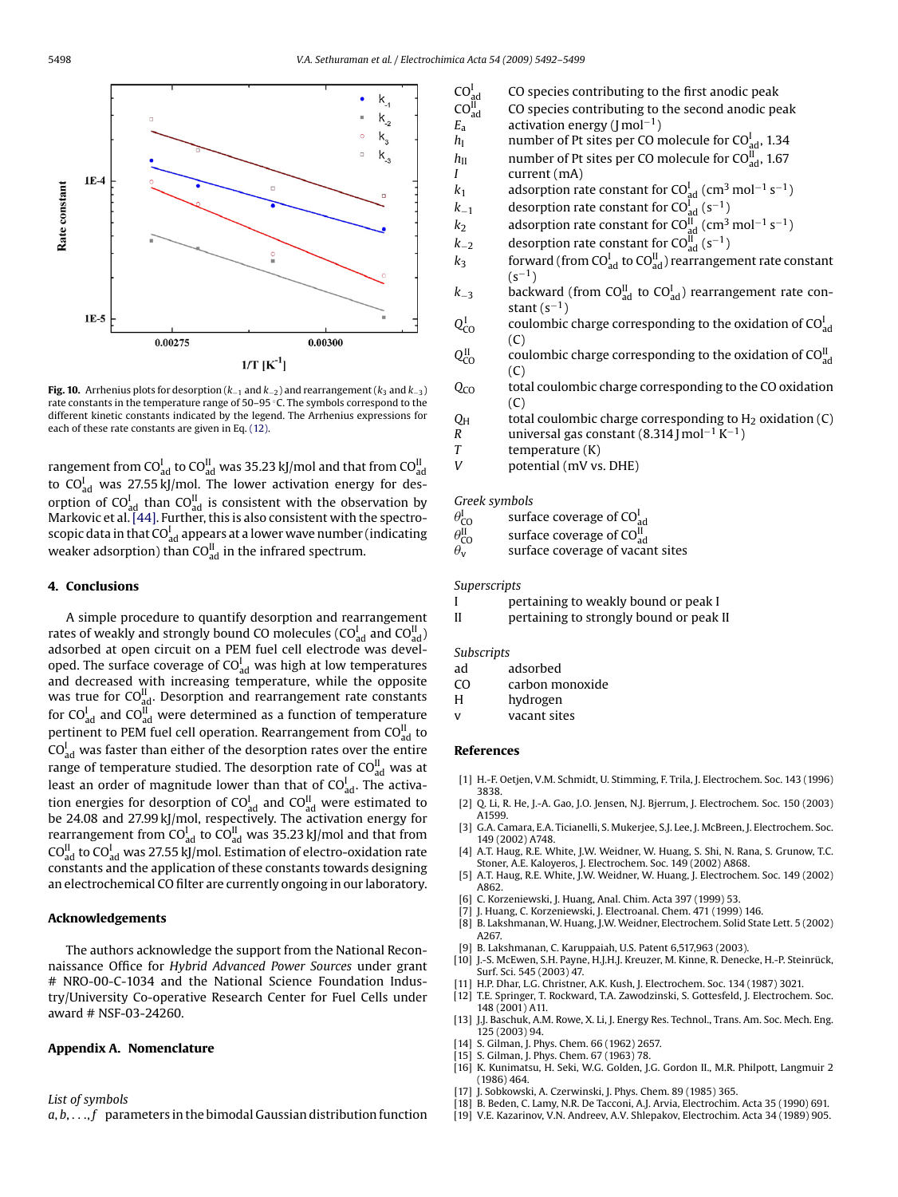Fig. 10. Arrhenius plots for desorption ($k_{-1}$ and $k_{-2}$) and rearrangement ($k_3$ and $k_{-3}$) rate constants in the temperature range of 50–95 °C. The symbols correspond to the different kinetic constants indicated by the legend. The Arrhenius expressions for each of these rate constants are given in Eq. (12).

rangement from $CO^{I}_{ad}$ to $CO^{II}_{ad}$ was 35.23 kJ/mol and that from $CO^{II}_{ad}$ to $CO^{I}_{ad}$ was 27.55 kJ/mol. The lower activation energy for desorption of $CO^{I}_{ad}$ than $CO^{II}_{ad}$ is consistent with the observation by Markovic et al. [44]. Further, this is also consistent with the spectroscopic data in that $CO^{I}_{ad}$ appears at a lower wave number (indicating weaker adsorption) than $CO^{II}_{ad}$ in the infrared spectrum.

## 4. Conclusions

A simple procedure to quantify desorption and rearrangement rates of weakly and strongly bound CO molecules ($CO^{I}_{ad}$ and $CO^{II}_{ad}$) adsorbed at open circuit on a PEM fuel cell electrode was developed. The surface coverage of $CO^{I}_{ad}$ was high at low temperatures and decreased with increasing temperature, while the opposite was true for $CO^{II}_{ad}$. Desorption and rearrangement rate constants for $CO^{I}_{ad}$ and $CO^{II}_{ad}$ were determined as a function of temperature pertinent to PEM fuel cell operation. Rearrangement from $CO^{II}_{ad}$ to $CO^{I}_{ad}$ was faster than either of the desorption rates over the entire range of temperature studied. The desorption rate of $CO^{II}_{ad}$ was at least an order of magnitude lower than that of $CO^{I}_{ad}$. The activation energies for desorption of $CO^{I}_{ad}$ and $CO^{II}_{ad}$ were estimated to be 24.08 and 27.99 kJ/mol, respectively. The activation energy for rearranging from $CO^{I}_{ad}$ to $CO^{II}_{ad}$ was 35.23 kJ/mol and that from $CO^{II}_{ad}$ to $CO^{I}_{ad}$ was 27.55 kJ/mol. Estimation of electro-oxidation rate constants and the application of these constants towards designing an electrochemical CO filter are currently ongoing in our laboratory.

## Acknowledgements

The authors acknowledge the support from the National Reconnaissance Office for *Hybrid Advanced Power Sources* under grant # NRO-00-C-1034 and the National Science Foundation Industry/University Co-operative Research Center for Fuel Cells under award # NSF-03-24260.

## Appendix A. Nomenclature

*List of symbols*

- $a, b, \ldots, f$ parameters in the bimodal Gaussian distribution function
- $CO^{I}_{ad}$ CO species contributing to the first anodic peak
- $CO^{II}_{ad}$ CO species contributing to the second anodic peak
- $E_a$ activation energy (J mol$^{-1}$)
- $h_I$ number of Pt sites per CO molecule for $CO^{I}_{ad}$, 1.34
- $h_{II}$ number of Pt sites per CO molecule for $CO^{II}_{ad}$, 1.67
- $I$ current (mA)
- $k_1$ adsorption rate constant for $CO^{I}_{ad}$ (cm$^3$ mol$^{-1}$ s$^{-1}$)
- $k_{-1}$ desorption rate constant for $CO^{I}_{ad}$ (s$^{-1}$)
- $k_2$ adsorption rate constant for $CO^{II}_{ad}$ (cm$^3$ mol$^{-1}$ s$^{-1}$)
- $k_{-2}$ desorption rate constant for $CO^{II}_{ad}$ (s$^{-1}$)
- $k_3$ forward (from $CO^{I}_{ad}$ to $CO^{II}_{ad}$) rearrangement rate constant (s$^{-1}$)
- $k_{-3}$ backward (from $CO^{II}_{ad}$ to $CO^{I}_{ad}$) rearrangement rate constant (s$^{-1}$)
- $Q^{I}_{CO}$ coulombic charge corresponding to the oxidation of $CO^{I}_{ad}$ (C)
- $Q^{II}_{CO}$ coulombic charge corresponding to the oxidation of $CO^{II}_{ad}$ (C)
- $Q_{CO}$ total coulombic charge corresponding to the CO oxidation (C)
- $Q_H$ total coulombic charge corresponding to $H_2$ oxidation (C)
- $R$ universal gas constant (8.314 J mol$^{-1}$ K$^{-1}$)
- $T$ temperature (K)
- $V$ potential (mV vs. DHE)

*Greek symbols*

- $\theta^{I}_{CO}$ surface coverage of $CO^{I}_{ad}$
- $\theta^{II}_{CO}$ surface coverage of $CO^{II}_{ad}$
- $\theta_v$ surface coverage of vacant sites

*Superscripts*

- I pertaining to weakly bound or peak I
- II pertaining to strongly bound or peak II

*Subscripts*

- ad adsorbed
- CO carbon monoxide
- H hydrogen
- v vacant sites

## References

[1] H.-F. Oetjen, V.M. Schmidt, U. Stimming, F. Trila, J. Electrochem. Soc. 143 (1996) 3838.
[2] Q. Li, R. He, J.-A. Gao, J.O. Jensen, N.J. Bjerrum, J. Electrochem. Soc. 150 (2003) A1599.
[3] G.A. Camara, E.A. Ticianelli, S. Mukerjee, S.J. Lee, J. McBreen, J. Electrochem. Soc. 149 (2002) A748.
[4] A.T. Haug, R.E. White, J.W. Weidner, W. Huang, S. Shi, N. Rana, S. Grunow, T.C. Stoner, A.E. Kaloyeros, J. Electrochem. Soc. 149 (2002) A868.
[5] A.T. Haug, R.E. White, J.W. Weidner, W. Huang, J. Electrochem. Soc. 149 (2002) A862.
[6] C. Korzeniewski, J. Huang, Anal. Chim. Acta 397 (1999) 53.
[7] J. Huang, C. Korzeniewski, J. Electroanal. Chem. 471 (1999) 146.
[8] B. Lakshmanan, W. Huang, J.W. Weidner, Electrochem. Solid State Lett. 5 (2002) A267.
[9] B. Lakshmanan, C. Karuppaiah, U.S. Patent 6,517,963 (2003).
[10] J.-S. McEwen, S.H. Payne, H.J.H.J. Kreuzer, M. Kinne, R. Denecke, H.-P. Steinrück, Surf. Sci. 545 (2003) 47.
[11] H.P. Dhar, L.G. Christner, A.K. Kush, J. Electrochem. Soc. 134 (1987) 3021.
[12] T.E. Springer, T. Rockward, T.A. Zawodzinski, S. Gottesfeld, J. Electrochem. Soc. 148 (2001) A11.
[13] J.J. Baschuk, A.M. Rowe, X. Li, J. Energy Res. Technol., Trans. Am. Soc. Mech. Eng. 125 (2003) 94.
[14] S. Gilman, J. Phys. Chem. 66 (1962) 2657.
[15] S. Gilman, J. Phys. Chem. 67 (1963) 78.
[16] K. Kunimatsu, H. Seki, W.G. Golden, J.G. Gordon II., M.R. Philpott, Langmuir 2 (1986) 464.
[17] J. Sobkowski, A. Czerwinski, J. Phys. Chem. 89 (1985) 365.
[18] B. Beden, C. Lamy, N.R. De Tacconi, A.J. Arvia, Electrochim. Acta 35 (1990) 691.
[19] V.E. Kazarinov, V.N. Andreev, A.V. Shlepakov, Electrochim. Acta 34 (1989) 905.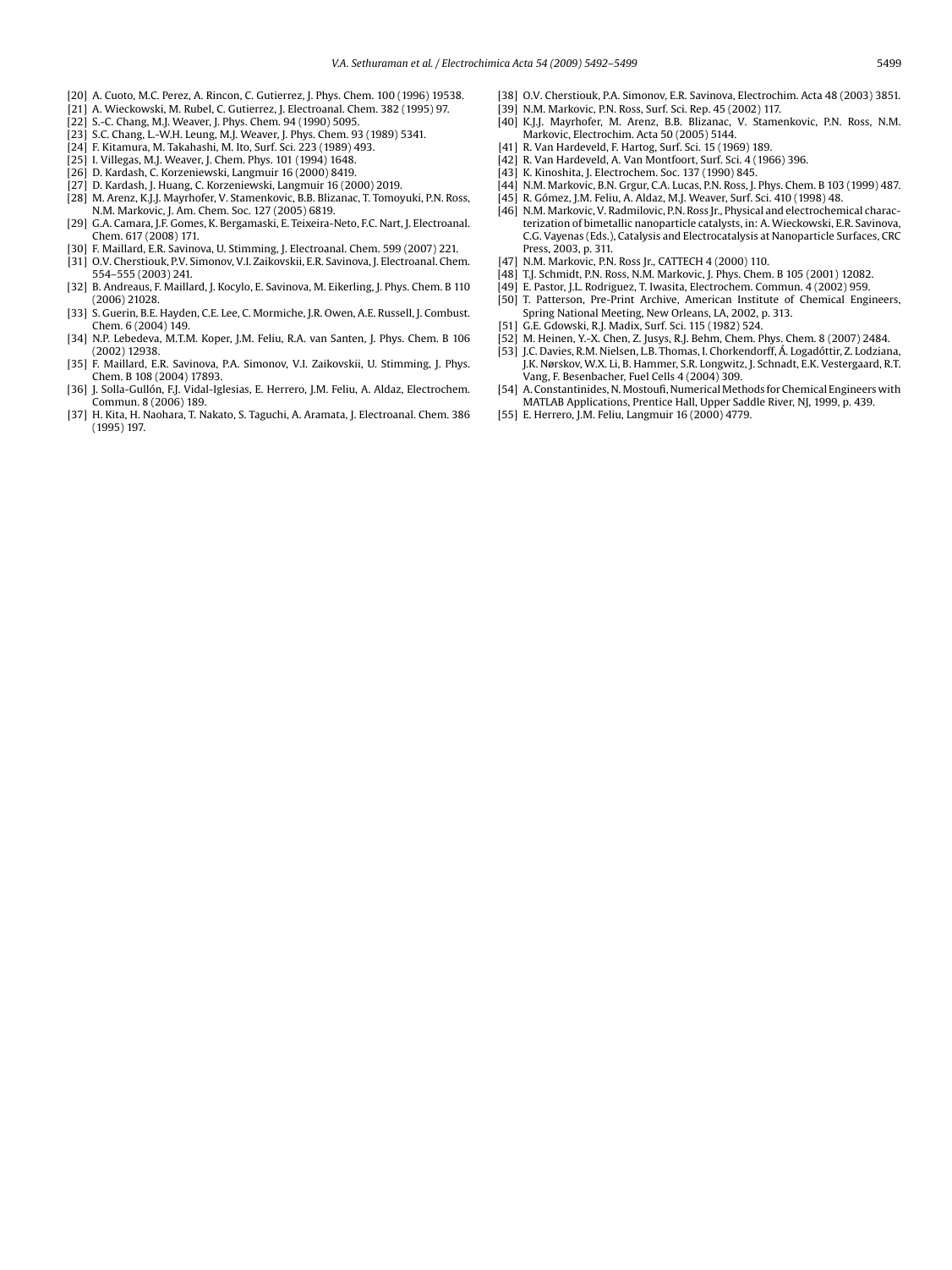[20] A. Cuoto, M.C. Perez, A. Rincon, C. Gutierrez, J. Phys. Chem. 100 (1996) 19538.
[21] A. Wieckowski, M. Rubel, C. Gutierrez, J. Electroanal. Chem. 382 (1995) 97.
[22] S.-C. Chang, M.J. Weaver, J. Phys. Chem. 94 (1990) 5095.
[23] S.C. Chang, L.-W.H. Leung, M.J. Weaver, J. Phys. Chem. 93 (1989) 5341.
[24] F. Kitamura, M. Takahashi, M. Ito, Surf. Sci. 223 (1989) 493.
[25] I. Villegas, M.J. Weaver, J. Chem. Phys. 101 (1994) 1648.
[26] D. Kardash, C. Korzeniewski, Langmuir 16 (2000) 8419.
[27] D. Kardash, J. Huang, C. Korzeniewski, Langmuir 16 (2000) 2019.
[28] M. Arenz, K.J.J. Mayrhofer, V. Stamenkovic, B.B. Blizanac, T. Tomoyuki, P.N. Ross, N.M. Markovic, J. Am. Chem. Soc. 127 (2005) 6819.
[29] G.A. Camara, J.F. Gomes, K. Bergamaski, E. Teixeira-Neto, F.C. Nart, J. Electroanal. Chem. 617 (2008) 171.
[30] F. Maillard, E.R. Savinova, U. Stimming, J. Electroanal. Chem. 599 (2007) 221.
[31] O.V. Cherstiouk, P.V. Simonov, V.I. Zaikovskii, E.R. Savinova, J. Electroanal. Chem. 554–555 (2003) 241.
[32] B. Andreaus, F. Maillard, J. Kocylo, E. Savinova, M. Eikerling, J. Phys. Chem. B 110 (2006) 21028.
[33] S. Guerin, B.E. Hayden, C.E. Lee, C. Mormiche, J.R. Owen, A.E. Russell, J. Combust. Chem. 6 (2004) 149.
[34] N.P. Lebedeva, M.T.M. Koper, J.M. Feliu, R.A. van Santen, J. Phys. Chem. B 106 (2002) 12938.
[35] F. Maillard, E.R. Savinova, P.A. Simonov, V.I. Zaikovskii, U. Stimming, J. Phys. Chem. B 108 (2004) 17893.
[36] J. Solla-Gullón, F.J. Vidal-Iglesias, E. Herrero, J.M. Feliu, A. Aldaz, Electrochem. Commun. 8 (2006) 189.
[37] H. Kita, H. Naohara, T. Nakato, S. Taguchi, A. Aramata, J. Electroanal. Chem. 386 (1995) 197.
[38] O.V. Cherstiouk, P.A. Simonov, E.R. Savinova, Electrochim. Acta 48 (2003) 3851.
[39] N.M. Markovic, P.N. Ross, Surf. Sci. Rep. 45 (2002) 117.
[40] K.J.J. Mayrhofer, M. Arenz, B.B. Blizanac, V. Stamenkovic, P.N. Ross, N.M. Markovic, Electrochim. Acta 50 (2005) 5144.
[41] R. Van Hardeveld, F. Hartog, Surf. Sci. 15 (1969) 189.
[42] R. Van Hardeveld, A. Van Montfoort, Surf. Sci. 4 (1966) 396.
[43] K. Kinoshita, J. Electrochem. Soc. 137 (1990) 845.
[44] N.M. Markovic, B.N. Grgur, C.A. Lucas, P.N. Ross, J. Phys. Chem. B 103 (1999) 487.
[45] R. Gómez, J.M. Feliu, A. Aldaz, M.J. Weaver, Surf. Sci. 410 (1998) 48.
[46] N.M. Markovic, V. Radmilovic, P.N. Ross Jr., Physical and electrochemical characterization of bimetallic nanoparticle catalysts, in: A. Wieckowski, E.R. Savinova, C.G. Vayenas (Eds.), Catalysis and Electrocatalysis at Nanoparticle Surfaces, CRC Press, 2003, p. 311.
[47] N.M. Markovic, P.N. Ross Jr., CATTECH 4 (2000) 110.
[48] T.J. Schmidt, P.N. Ross, N.M. Markovic, J. Phys. Chem. B 105 (2001) 12082.
[49] E. Pastor, J.L. Rodriguez, T. Iwasita, Electrochem. Commun. 4 (2002) 959.
[50] T. Patterson, Pre-Print Archive, American Institute of Chemical Engineers, Spring National Meeting, New Orleans, LA, 2002, p. 313.
[51] G.E. Gdowski, R.J. Madix, Surf. Sci. 115 (1982) 524.
[52] M. Heinen, Y.-X. Chen, Z. Jusys, R.J. Behm, Chem. Phys. Chem. 8 (2007) 2484.
[53] J.C. Davies, R.M. Nielsen, L.B. Thomas, I. Chorkendorff, Á. Logadóttir, Z. Lodziana, J.K. Nørskov, W.X. Li, B. Hammer, S.R. Longwitz, J. Schnadt, E.K. Vestergaard, R.T. Vang, F. Besenbacher, Fuel Cells 4 (2004) 309.
[54] A. Constantinides, N. Mostoufi, Numerical Methods for Chemical Engineers with MATLAB Applications, Prentice Hall, Upper Saddle River, NJ, 1999, p. 439.
[55] E. Herrero, J.M. Feliu, Langmuir 16 (2000) 4779.